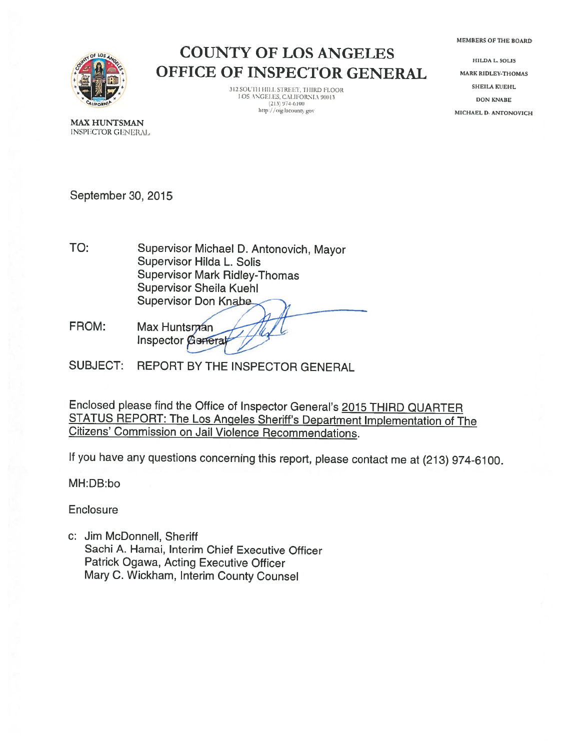# COUNTY OF LOS ANGELES
# OFFICE OF INSPECTOR GENERAL

312 SOUTH HILL STREET, THIRD FLOOR
LOS ANGELES, CALIFORNIA 90013
(213) 974-6100
http://oig.lacounty.gov

**MAX HUNTSMAN**
INSPECTOR GENERAL

MEMBERS OF THE BOARD

HILDA L. SOLIS
MARK RIDLEY-THOMAS
SHEILA KUEHL
DON KNABE
MICHAEL D. ANTONOVICH

September 30, 2015

TO: Supervisor Michael D. Antonovich, Mayor
Supervisor Hilda L. Solis
Supervisor Mark Ridley-Thomas
Supervisor Sheila Kuehl
Supervisor Don Knabe

FROM: Max Huntsman
Inspector General

SUBJECT: REPORT BY THE INSPECTOR GENERAL

Enclosed please find the Office of Inspector General's 2015 THIRD QUARTER STATUS REPORT: The Los Angeles Sheriff's Department Implementation of The Citizens' Commission on Jail Violence Recommendations.

If you have any questions concerning this report, please contact me at (213) 974-6100.

MH:DB:bo

Enclosure

c: Jim McDonnell, Sheriff
Sachi A. Hamai, Interim Chief Executive Officer
Patrick Ogawa, Acting Executive Officer
Mary C. Wickham, Interim County Counsel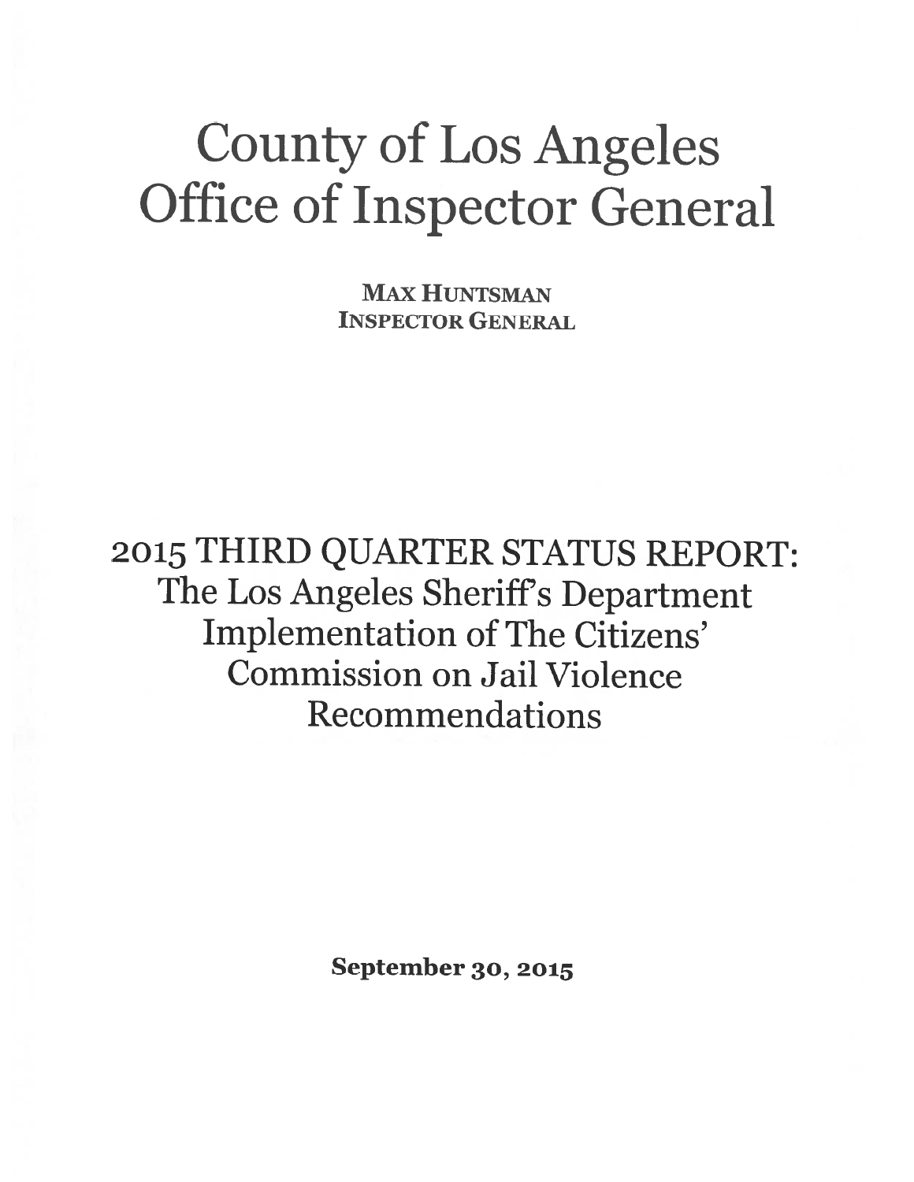# County of Los Angeles Office of Inspector General

**MAX HUNTSMAN**
**INSPECTOR GENERAL**

## 2015 THIRD QUARTER STATUS REPORT: The Los Angeles Sheriff's Department Implementation of The Citizens' Commission on Jail Violence Recommendations

**September 30, 2015**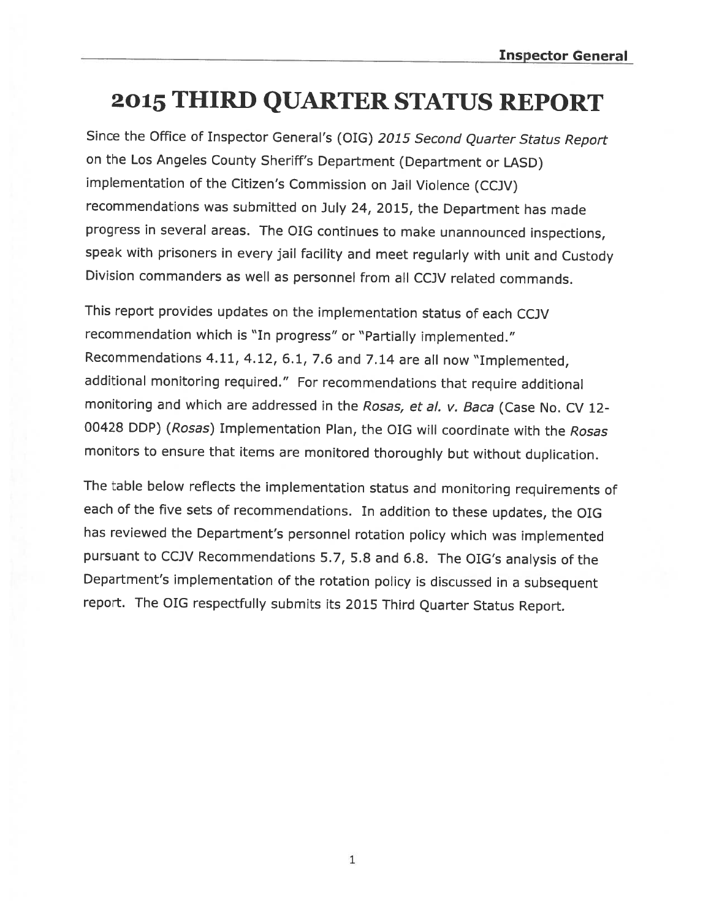# 2015 THIRD QUARTER STATUS REPORT

Since the Office of Inspector General's (OIG) *2015 Second Quarter Status Report* on the Los Angeles County Sheriff's Department (Department or LASD) implementation of the Citizen's Commission on Jail Violence (CCJV) recommendations was submitted on July 24, 2015, the Department has made progress in several areas. The OIG continues to make unannounced inspections, speak with prisoners in every jail facility and meet regularly with unit and Custody Division commanders as well as personnel from all CCJV related commands.

This report provides updates on the implementation status of each CCJV recommendation which is "In progress" or "Partially implemented." Recommendations 4.11, 4.12, 6.1, 7.6 and 7.14 are all now "Implemented, additional monitoring required." For recommendations that require additional monitoring and which are addressed in the *Rosas, et al. v. Baca* (Case No. CV 12-00428 DDP) (*Rosas*) Implementation Plan, the OIG will coordinate with the *Rosas* monitors to ensure that items are monitored thoroughly but without duplication.

The table below reflects the implementation status and monitoring requirements of each of the five sets of recommendations. In addition to these updates, the OIG has reviewed the Department's personnel rotation policy which was implemented pursuant to CCJV Recommendations 5.7, 5.8 and 6.8. The OIG's analysis of the Department's implementation of the rotation policy is discussed in a subsequent report. The OIG respectfully submits its 2015 Third Quarter Status Report.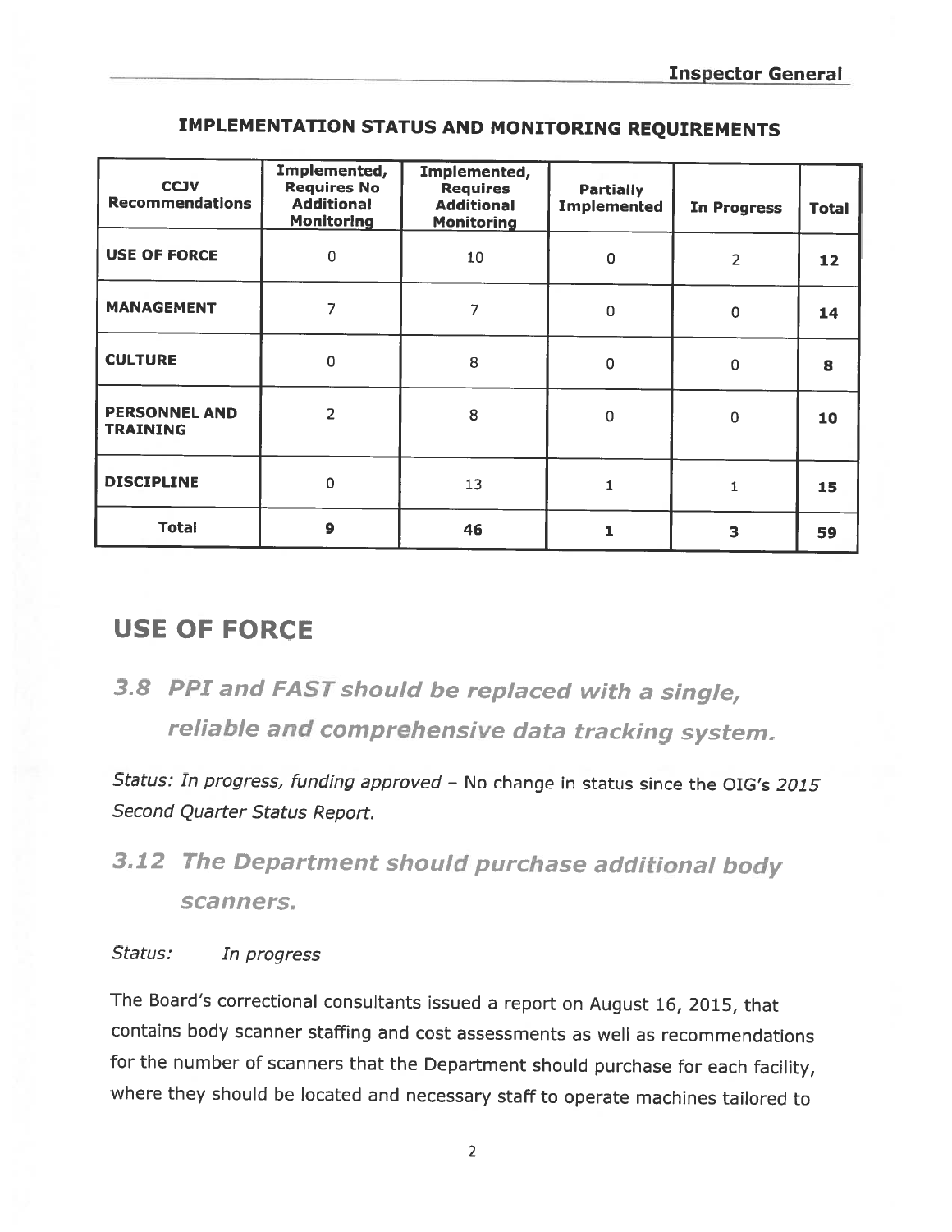## IMPLEMENTATION STATUS AND MONITORING REQUIREMENTS

| CCJV Recommendations | Implemented, Requires No Additional Monitoring | Implemented, Requires Additional Monitoring | Partially Implemented | In Progress | Total |
|---|---|---|---|---|---|
| **USE OF FORCE** | 0 | 10 | 0 | 2 | **12** |
| **MANAGEMENT** | 7 | 7 | 0 | 0 | **14** |
| **CULTURE** | 0 | 8 | 0 | 0 | **8** |
| **PERSONNEL AND TRAINING** | 2 | 8 | 0 | 0 | **10** |
| **DISCIPLINE** | 0 | 13 | 1 | 1 | **15** |
| **Total** | **9** | **46** | **1** | **3** | **59** |

# USE OF FORCE

## *3.8 PPI and FAST should be replaced with a single, reliable and comprehensive data tracking system.*

*Status: In progress, funding approved* – No change in status since the OIG's *2015 Second Quarter Status Report.*

## *3.12 The Department should purchase additional body scanners.*

*Status:* *In progress*

The Board's correctional consultants issued a report on August 16, 2015, that contains body scanner staffing and cost assessments as well as recommendations for the number of scanners that the Department should purchase for each facility, where they should be located and necessary staff to operate machines tailored to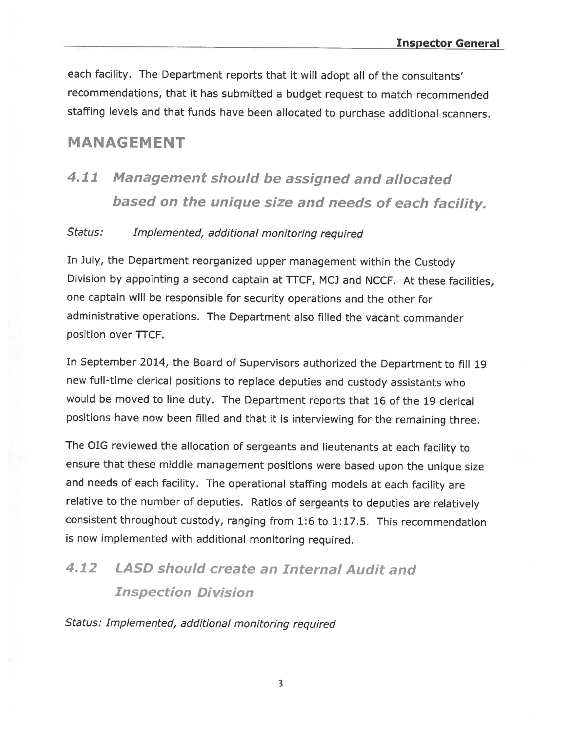each facility. The Department reports that it will adopt all of the consultants' recommendations, that it has submitted a budget request to match recommended staffing levels and that funds have been allocated to purchase additional scanners.

## MANAGEMENT

### *4.11 Management should be assigned and allocated based on the unique size and needs of each facility.*

*Status: Implemented, additional monitoring required*

In July, the Department reorganized upper management within the Custody Division by appointing a second captain at TTCF, MCJ and NCCF. At these facilities, one captain will be responsible for security operations and the other for administrative operations. The Department also filled the vacant commander position over TTCF.

In September 2014, the Board of Supervisors authorized the Department to fill 19 new full-time clerical positions to replace deputies and custody assistants who would be moved to line duty. The Department reports that 16 of the 19 clerical positions have now been filled and that it is interviewing for the remaining three.

The OIG reviewed the allocation of sergeants and lieutenants at each facility to ensure that these middle management positions were based upon the unique size and needs of each facility. The operational staffing models at each facility are relative to the number of deputies. Ratios of sergeants to deputies are relatively consistent throughout custody, ranging from 1:6 to 1:17.5. This recommendation is now implemented with additional monitoring required.

### *4.12 LASD should create an Internal Audit and Inspection Division*

*Status: Implemented, additional monitoring required*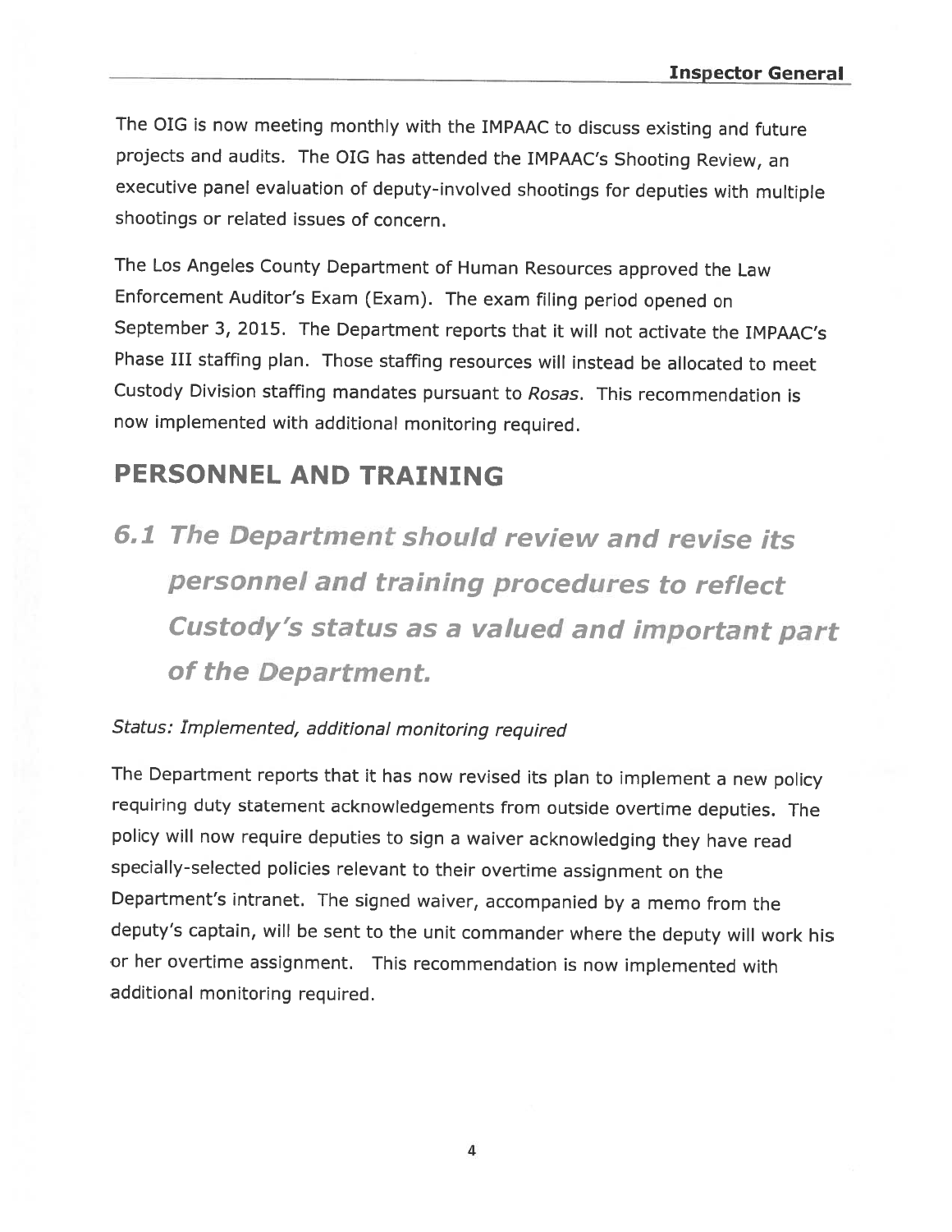The OIG is now meeting monthly with the IMPAAC to discuss existing and future projects and audits. The OIG has attended the IMPAAC's Shooting Review, an executive panel evaluation of deputy-involved shootings for deputies with multiple shootings or related issues of concern.

The Los Angeles County Department of Human Resources approved the Law Enforcement Auditor's Exam (Exam). The exam filing period opened on September 3, 2015. The Department reports that it will not activate the IMPAAC's Phase III staffing plan. Those staffing resources will instead be allocated to meet Custody Division staffing mandates pursuant to *Rosas*. This recommendation is now implemented with additional monitoring required.

## PERSONNEL AND TRAINING

### *6.1 The Department should review and revise its personnel and training procedures to reflect Custody's status as a valued and important part of the Department.*

*Status: Implemented, additional monitoring required*

The Department reports that it has now revised its plan to implement a new policy requiring duty statement acknowledgements from outside overtime deputies. The policy will now require deputies to sign a waiver acknowledging they have read specially-selected policies relevant to their overtime assignment on the Department's intranet. The signed waiver, accompanied by a memo from the deputy's captain, will be sent to the unit commander where the deputy will work his or her overtime assignment. This recommendation is now implemented with additional monitoring required.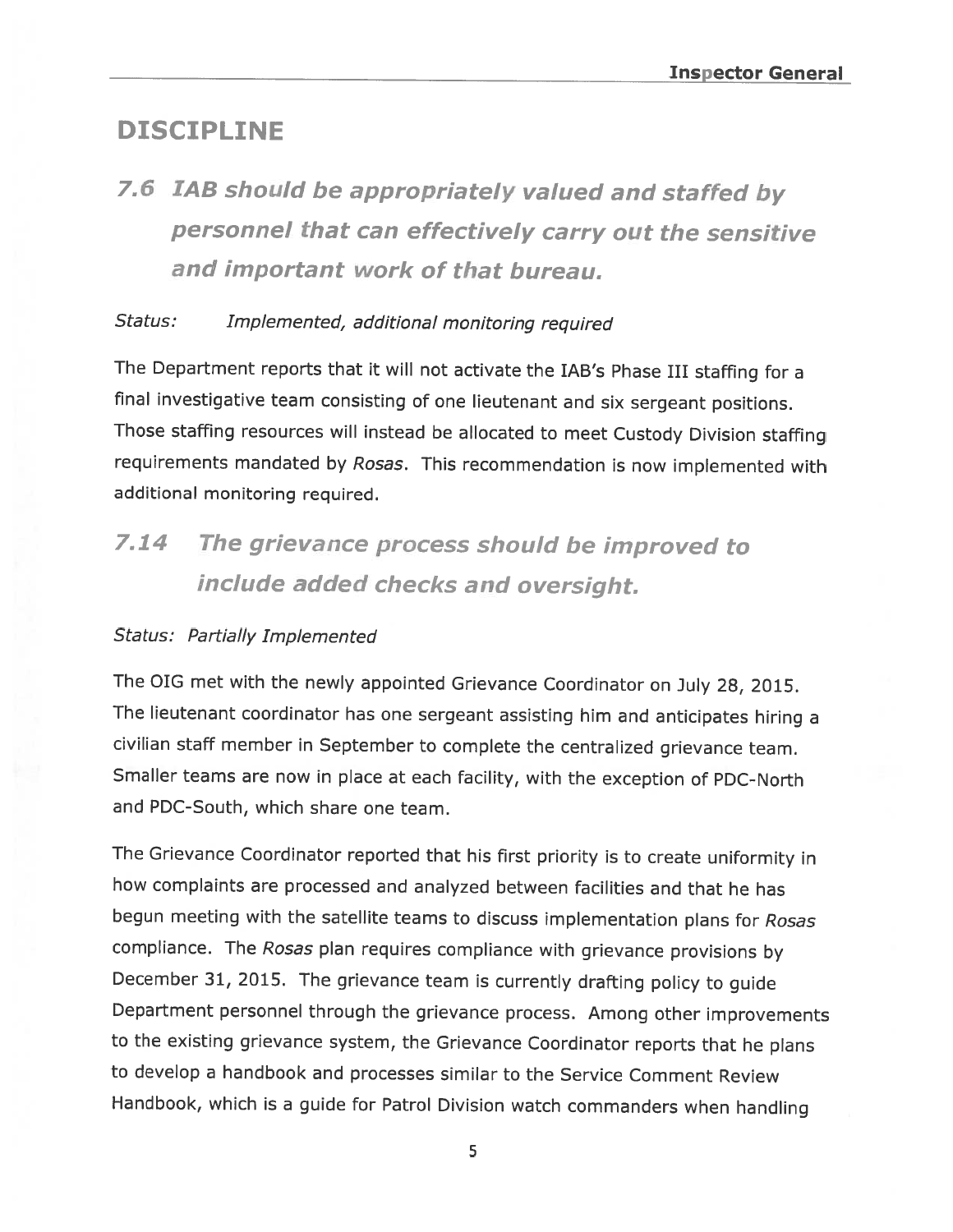## DISCIPLINE

### *7.6 IAB should be appropriately valued and staffed by personnel that can effectively carry out the sensitive and important work of that bureau.*

*Status: Implemented, additional monitoring required*

The Department reports that it will not activate the IAB's Phase III staffing for a final investigative team consisting of one lieutenant and six sergeant positions. Those staffing resources will instead be allocated to meet Custody Division staffing requirements mandated by *Rosas*. This recommendation is now implemented with additional monitoring required.

### *7.14 The grievance process should be improved to include added checks and oversight.*

*Status: Partially Implemented*

The OIG met with the newly appointed Grievance Coordinator on July 28, 2015. The lieutenant coordinator has one sergeant assisting him and anticipates hiring a civilian staff member in September to complete the centralized grievance team. Smaller teams are now in place at each facility, with the exception of PDC-North and PDC-South, which share one team.

The Grievance Coordinator reported that his first priority is to create uniformity in how complaints are processed and analyzed between facilities and that he has begun meeting with the satellite teams to discuss implementation plans for *Rosas* compliance. The *Rosas* plan requires compliance with grievance provisions by December 31, 2015. The grievance team is currently drafting policy to guide Department personnel through the grievance process. Among other improvements to the existing grievance system, the Grievance Coordinator reports that he plans to develop a handbook and processes similar to the Service Comment Review Handbook, which is a guide for Patrol Division watch commanders when handling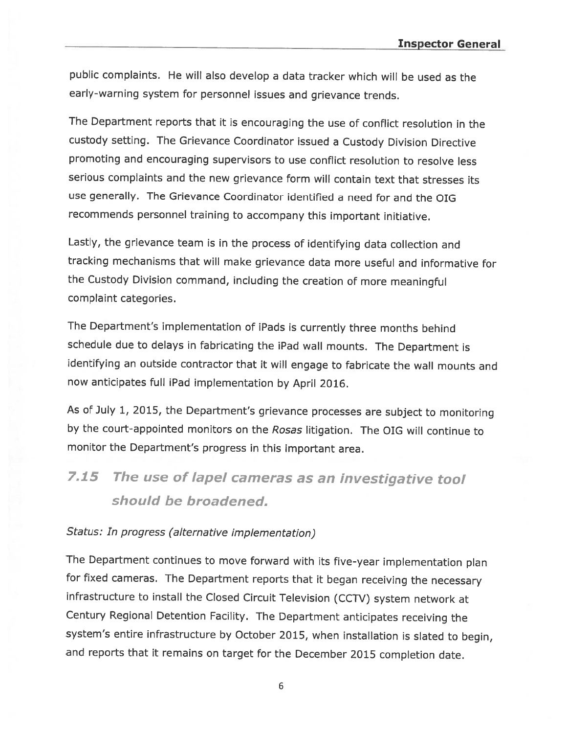public complaints. He will also develop a data tracker which will be used as the early-warning system for personnel issues and grievance trends.

The Department reports that it is encouraging the use of conflict resolution in the custody setting. The Grievance Coordinator issued a Custody Division Directive promoting and encouraging supervisors to use conflict resolution to resolve less serious complaints and the new grievance form will contain text that stresses its use generally. The Grievance Coordinator identified a need for and the OIG recommends personnel training to accompany this important initiative.

Lastly, the grievance team is in the process of identifying data collection and tracking mechanisms that will make grievance data more useful and informative for the Custody Division command, including the creation of more meaningful complaint categories.

The Department's implementation of iPads is currently three months behind schedule due to delays in fabricating the iPad wall mounts. The Department is identifying an outside contractor that it will engage to fabricate the wall mounts and now anticipates full iPad implementation by April 2016.

As of July 1, 2015, the Department's grievance processes are subject to monitoring by the court-appointed monitors on the *Rosas* litigation. The OIG will continue to monitor the Department's progress in this important area.

## *7.15 The use of lapel cameras as an investigative tool should be broadened.*

*Status: In progress (alternative implementation)*

The Department continues to move forward with its five-year implementation plan for fixed cameras. The Department reports that it began receiving the necessary infrastructure to install the Closed Circuit Television (CCTV) system network at Century Regional Detention Facility. The Department anticipates receiving the system's entire infrastructure by October 2015, when installation is slated to begin, and reports that it remains on target for the December 2015 completion date.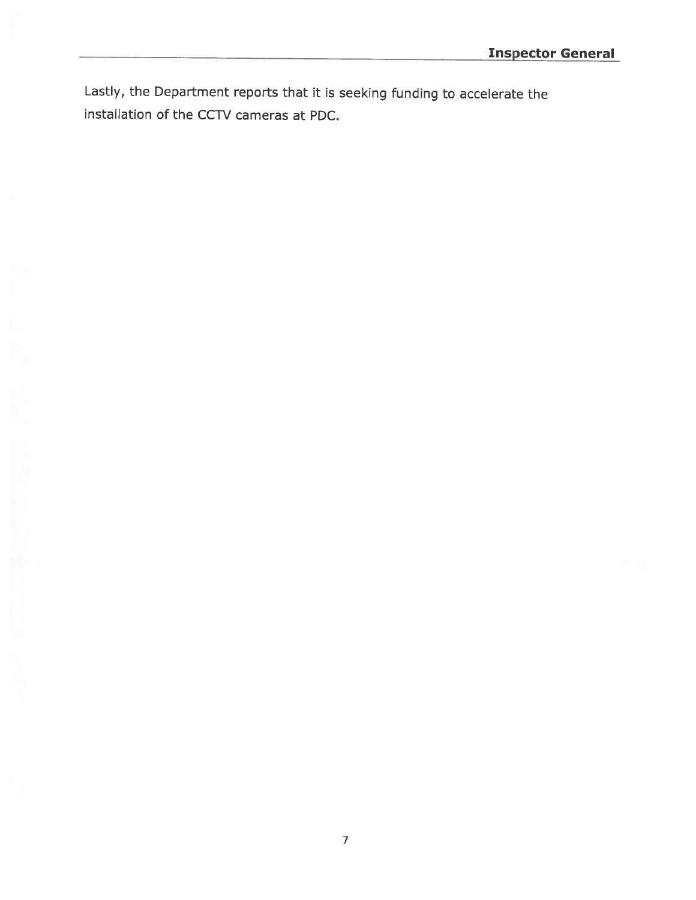Lastly, the Department reports that it is seeking funding to accelerate the installation of the CCTV cameras at PDC.